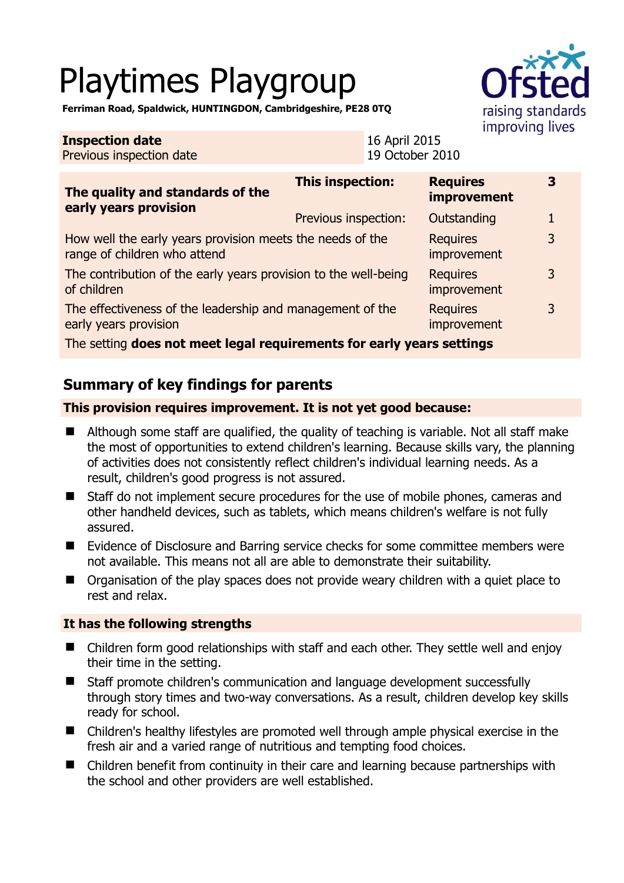# Playtimes Playgroup

**Ferriman Road, Spaldwick, HUNTINGDON, Cambridgeshire, PE28 0TQ**

| **Inspection date** | 16 April 2015 |
|---|---|
| Previous inspection date | 19 October 2010 |

| **The quality and standards of the early years provision** | **This inspection:** | **Requires improvement** | **3** |
|---|---|---|---|
| | Previous inspection: | Outstanding | 1 |
| How well the early years provision meets the needs of the range of children who attend | | Requires improvement | 3 |
| The contribution of the early years provision to the well-being of children | | Requires improvement | 3 |
| The effectiveness of the leadership and management of the early years provision | | Requires improvement | 3 |
| The setting **does not meet legal requirements for early years settings** | | | |

## Summary of key findings for parents

**This provision requires improvement. It is not yet good because:**

- Although some staff are qualified, the quality of teaching is variable. Not all staff make the most of opportunities to extend children's learning. Because skills vary, the planning of activities does not consistently reflect children's individual learning needs. As a result, children's good progress is not assured.
- Staff do not implement secure procedures for the use of mobile phones, cameras and other handheld devices, such as tablets, which means children's welfare is not fully assured.
- Evidence of Disclosure and Barring service checks for some committee members were not available. This means not all are able to demonstrate their suitability.
- Organisation of the play spaces does not provide weary children with a quiet place to rest and relax.

**It has the following strengths**

- Children form good relationships with staff and each other. They settle well and enjoy their time in the setting.
- Staff promote children's communication and language development successfully through story times and two-way conversations. As a result, children develop key skills ready for school.
- Children's healthy lifestyles are promoted well through ample physical exercise in the fresh air and a varied range of nutritious and tempting food choices.
- Children benefit from continuity in their care and learning because partnerships with the school and other providers are well established.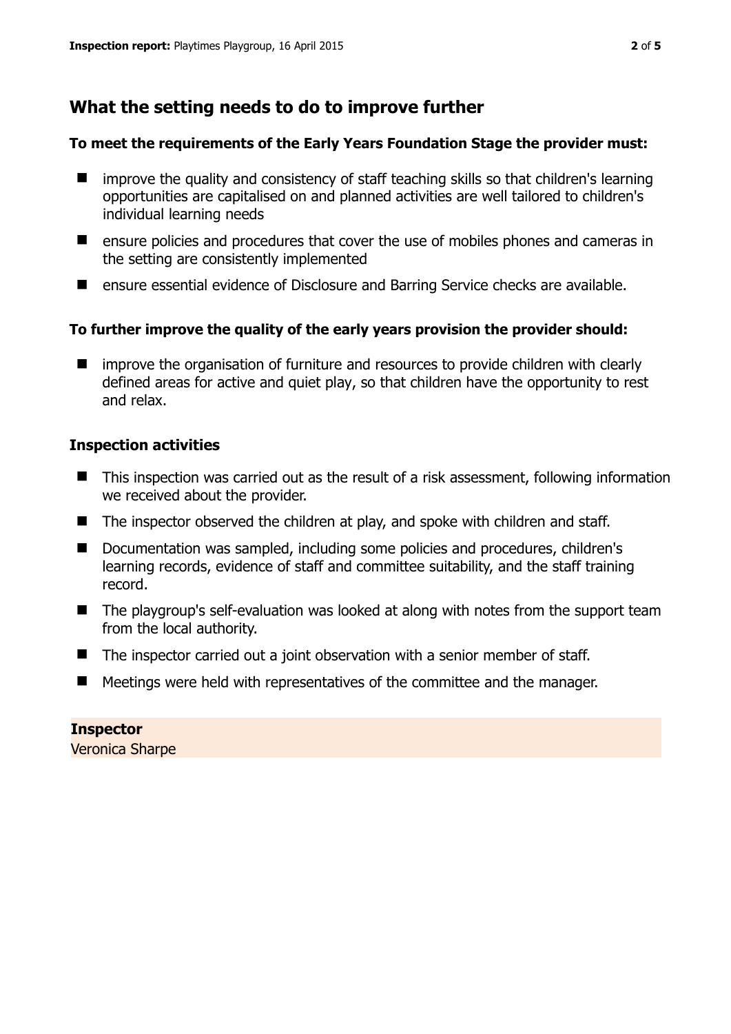## What the setting needs to do to improve further

**To meet the requirements of the Early Years Foundation Stage the provider must:**

- improve the quality and consistency of staff teaching skills so that children's learning opportunities are capitalised on and planned activities are well tailored to children's individual learning needs
- ensure policies and procedures that cover the use of mobiles phones and cameras in the setting are consistently implemented
- ensure essential evidence of Disclosure and Barring Service checks are available.

**To further improve the quality of the early years provision the provider should:**

- improve the organisation of furniture and resources to provide children with clearly defined areas for active and quiet play, so that children have the opportunity to rest and relax.

### Inspection activities

- This inspection was carried out as the result of a risk assessment, following information we received about the provider.
- The inspector observed the children at play, and spoke with children and staff.
- Documentation was sampled, including some policies and procedures, children's learning records, evidence of staff and committee suitability, and the staff training record.
- The playgroup's self-evaluation was looked at along with notes from the support team from the local authority.
- The inspector carried out a joint observation with a senior member of staff.
- Meetings were held with representatives of the committee and the manager.

**Inspector**
Veronica Sharpe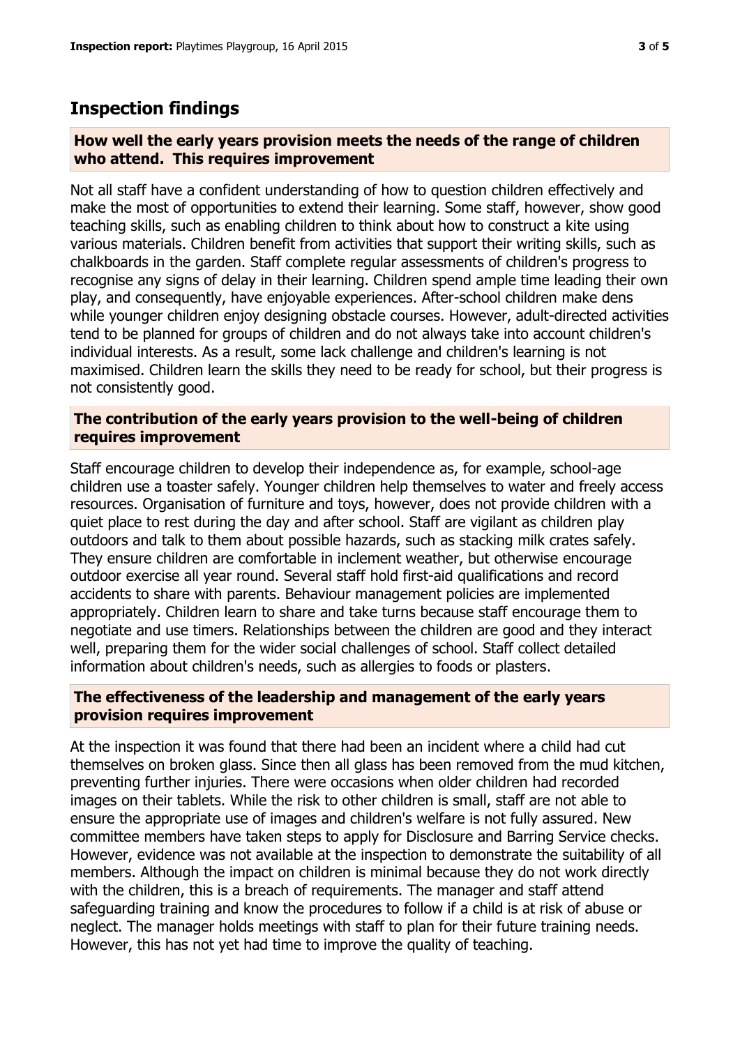## Inspection findings

### How well the early years provision meets the needs of the range of children who attend. This requires improvement

Not all staff have a confident understanding of how to question children effectively and make the most of opportunities to extend their learning. Some staff, however, show good teaching skills, such as enabling children to think about how to construct a kite using various materials. Children benefit from activities that support their writing skills, such as chalkboards in the garden. Staff complete regular assessments of children's progress to recognise any signs of delay in their learning. Children spend ample time leading their own play, and consequently, have enjoyable experiences. After-school children make dens while younger children enjoy designing obstacle courses. However, adult-directed activities tend to be planned for groups of children and do not always take into account children's individual interests. As a result, some lack challenge and children's learning is not maximised. Children learn the skills they need to be ready for school, but their progress is not consistently good.

### The contribution of the early years provision to the well-being of children requires improvement

Staff encourage children to develop their independence as, for example, school-age children use a toaster safely. Younger children help themselves to water and freely access resources. Organisation of furniture and toys, however, does not provide children with a quiet place to rest during the day and after school. Staff are vigilant as children play outdoors and talk to them about possible hazards, such as stacking milk crates safely. They ensure children are comfortable in inclement weather, but otherwise encourage outdoor exercise all year round. Several staff hold first-aid qualifications and record accidents to share with parents. Behaviour management policies are implemented appropriately. Children learn to share and take turns because staff encourage them to negotiate and use timers. Relationships between the children are good and they interact well, preparing them for the wider social challenges of school. Staff collect detailed information about children's needs, such as allergies to foods or plasters.

### The effectiveness of the leadership and management of the early years provision requires improvement

At the inspection it was found that there had been an incident where a child had cut themselves on broken glass. Since then all glass has been removed from the mud kitchen, preventing further injuries. There were occasions when older children had recorded images on their tablets. While the risk to other children is small, staff are not able to ensure the appropriate use of images and children's welfare is not fully assured. New committee members have taken steps to apply for Disclosure and Barring Service checks. However, evidence was not available at the inspection to demonstrate the suitability of all members. Although the impact on children is minimal because they do not work directly with the children, this is a breach of requirements. The manager and staff attend safeguarding training and know the procedures to follow if a child is at risk of abuse or neglect. The manager holds meetings with staff to plan for their future training needs. However, this has not yet had time to improve the quality of teaching.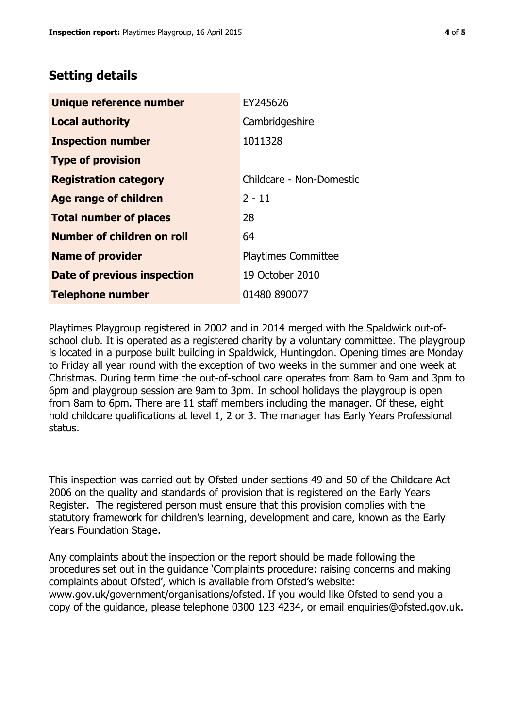## Setting details

| | |
|---|---|
| **Unique reference number** | EY245626 |
| **Local authority** | Cambridgeshire |
| **Inspection number** | 1011328 |
| **Type of provision** | |
| **Registration category** | Childcare - Non-Domestic |
| **Age range of children** | 2 - 11 |
| **Total number of places** | 28 |
| **Number of children on roll** | 64 |
| **Name of provider** | Playtimes Committee |
| **Date of previous inspection** | 19 October 2010 |
| **Telephone number** | 01480 890077 |

Playtimes Playgroup registered in 2002 and in 2014 merged with the Spaldwick out-of-school club. It is operated as a registered charity by a voluntary committee. The playgroup is located in a purpose built building in Spaldwick, Huntingdon. Opening times are Monday to Friday all year round with the exception of two weeks in the summer and one week at Christmas. During term time the out-of-school care operates from 8am to 9am and 3pm to 6pm and playgroup session are 9am to 3pm. In school holidays the playgroup is open from 8am to 6pm. There are 11 staff members including the manager. Of these, eight hold childcare qualifications at level 1, 2 or 3. The manager has Early Years Professional status.

This inspection was carried out by Ofsted under sections 49 and 50 of the Childcare Act 2006 on the quality and standards of provision that is registered on the Early Years Register. The registered person must ensure that this provision complies with the statutory framework for children's learning, development and care, known as the Early Years Foundation Stage.

Any complaints about the inspection or the report should be made following the procedures set out in the guidance 'Complaints procedure: raising concerns and making complaints about Ofsted', which is available from Ofsted's website: www.gov.uk/government/organisations/ofsted. If you would like Ofsted to send you a copy of the guidance, please telephone 0300 123 4234, or email enquiries@ofsted.gov.uk.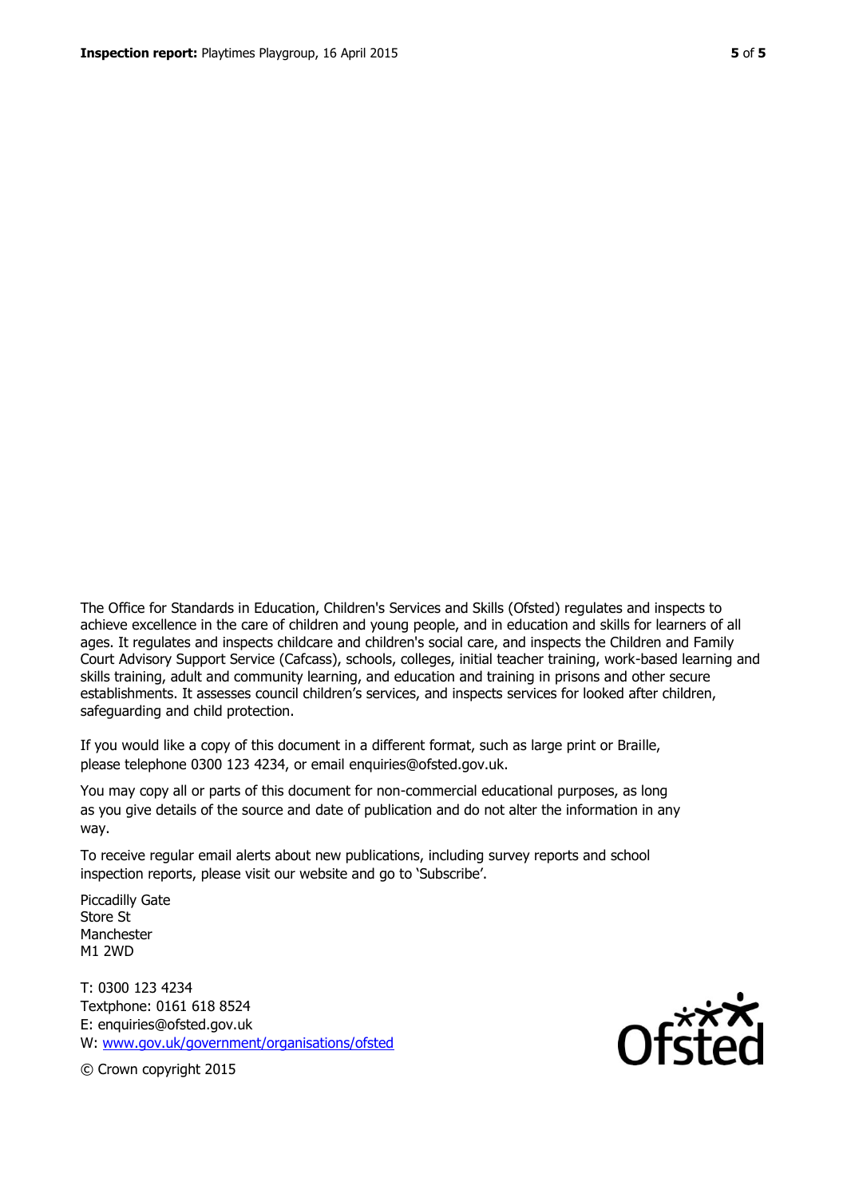The Office for Standards in Education, Children's Services and Skills (Ofsted) regulates and inspects to achieve excellence in the care of children and young people, and in education and skills for learners of all ages. It regulates and inspects childcare and children's social care, and inspects the Children and Family Court Advisory Support Service (Cafcass), schools, colleges, initial teacher training, work-based learning and skills training, adult and community learning, and education and training in prisons and other secure establishments. It assesses council children's services, and inspects services for looked after children, safeguarding and child protection.

If you would like a copy of this document in a different format, such as large print or Braille, please telephone 0300 123 4234, or email enquiries@ofsted.gov.uk.

You may copy all or parts of this document for non-commercial educational purposes, as long as you give details of the source and date of publication and do not alter the information in any way.

To receive regular email alerts about new publications, including survey reports and school inspection reports, please visit our website and go to 'Subscribe'.

Piccadilly Gate
Store St
Manchester
M1 2WD

T: 0300 123 4234
Textphone: 0161 618 8524
E: enquiries@ofsted.gov.uk
W: [www.gov.uk/government/organisations/ofsted](http://www.gov.uk/government/organisations/ofsted)

© Crown copyright 2015